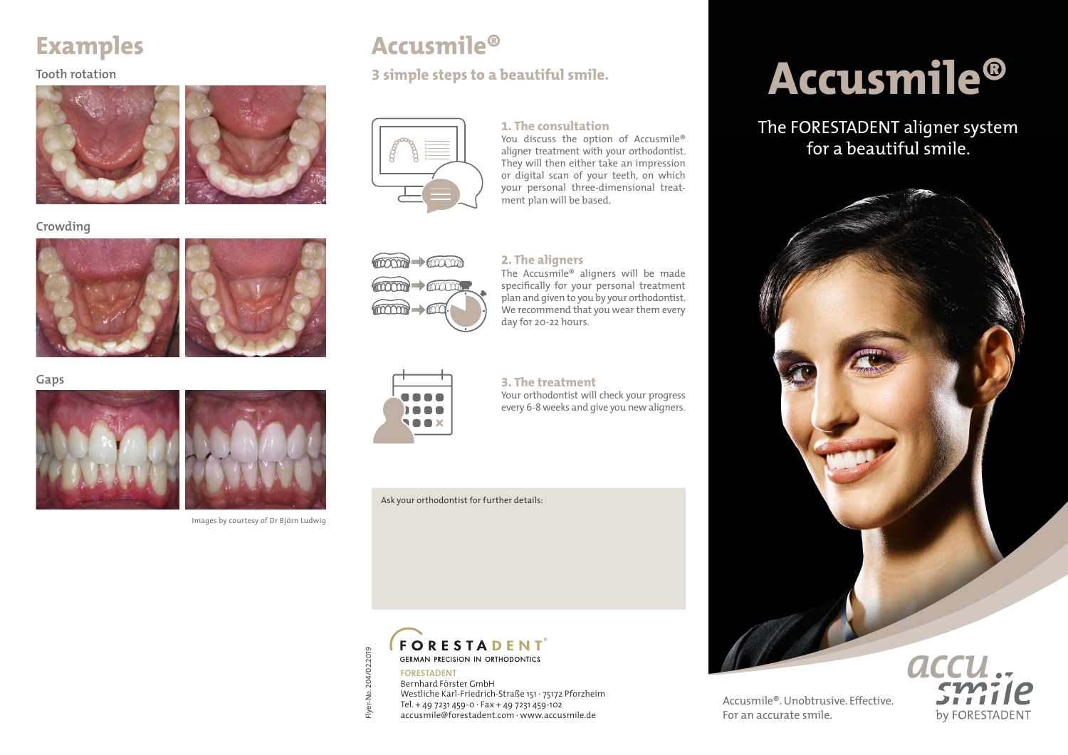# Examples

Tooth rotation

Crowding

Gaps

Images by courtesy of Dr Björn Ludwig

# Accusmile®

## 3 simple steps to a beautiful smile.

### 1. The consultation

You discuss the option of Accusmile® aligner treatment with your orthodontist. They will then either take an impression or digital scan of your teeth, on which your personal three-dimensional treatment plan will be based.

### 2. The aligners

The Accusmile® aligners will be made specifically for your personal treatment plan and given to you by your orthodontist. We recommend that you wear them every day for 20-22 hours.

### 3. The treatment

Your orthodontist will check your progress every 6-8 weeks and give you new aligners.

Ask your orthodontist for further details:

FORESTADENT®
GERMAN PRECISION IN ORTHODONTICS

FORESTADENT
Bernhard Förster GmbH
Westliche Karl-Friedrich-Straße 151 · 75172 Pforzheim
Tel. + 49 7231 459-0 · Fax + 49 7231 459-102
accusmile@forestadent.com · www.accusmile.de

Flyer-No. 204/02.2019

# Accusmile®

The FORESTADENT aligner system for a beautiful smile.

Accusmile®. Unobtrusive. Effective.
For an accurate smile.

accu smile by FORESTADENT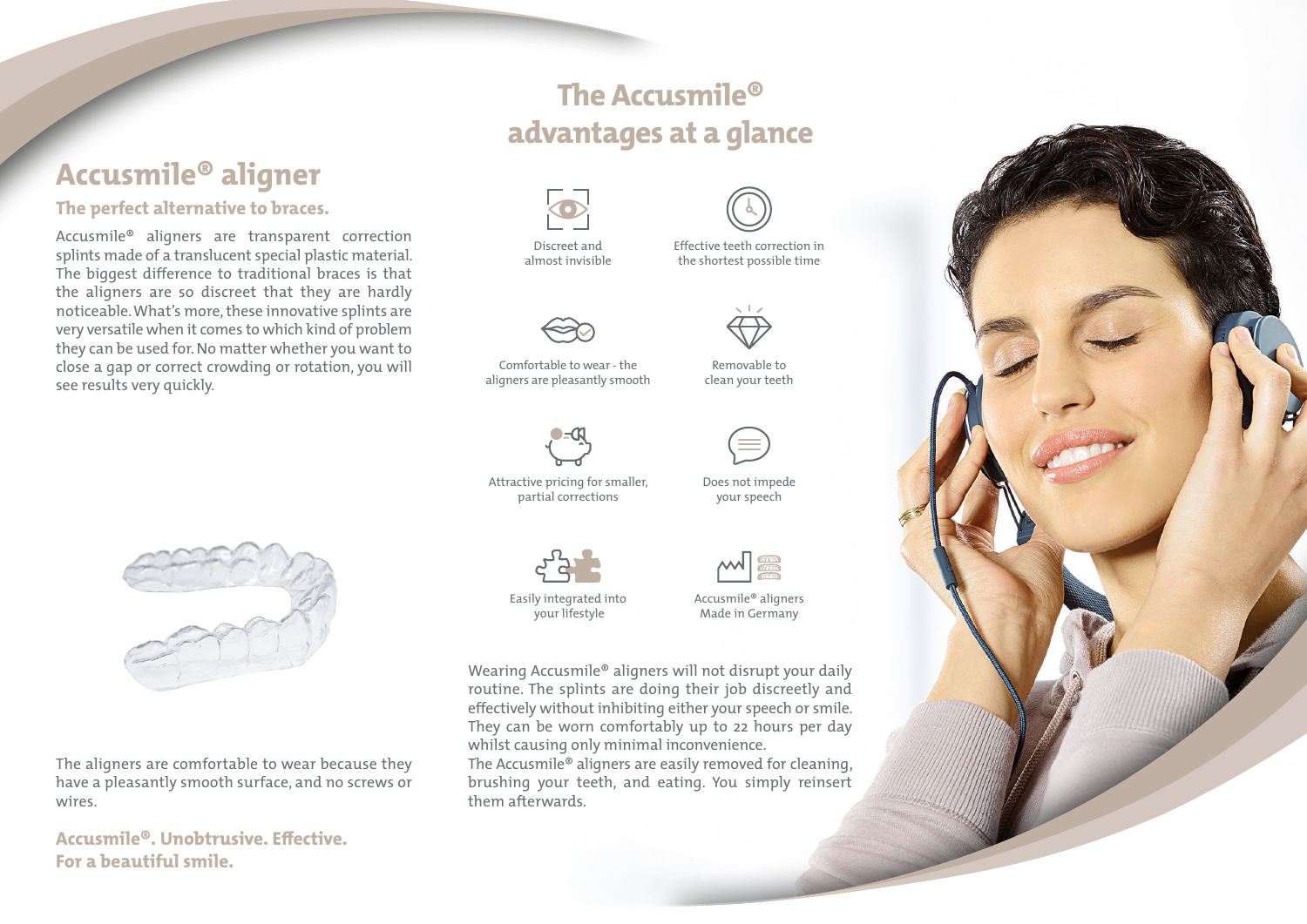# Accusmile® aligner

## The perfect alternative to braces.

Accusmile® aligners are transparent correction splints made of a translucent special plastic material. The biggest difference to traditional braces is that the aligners are so discreet that they are hardly noticeable. What's more, these innovative splints are very versatile when it comes to which kind of problem they can be used for. No matter whether you want to close a gap or correct crowding or rotation, you will see results very quickly.

The aligners are comfortable to wear because they have a pleasantly smooth surface, and no screws or wires.

**Accusmile®. Unobtrusive. Effective.**
**For a beautiful smile.**

# The Accusmile® advantages at a glance

- Discreet and almost invisible
- Effective teeth correction in the shortest possible time
- Comfortable to wear - the aligners are pleasantly smooth
- Removable to clean your teeth
- Attractive pricing for smaller, partial corrections
- Does not impede your speech
- Easily integrated into your lifestyle
- Accusmile® aligners Made in Germany

Wearing Accusmile® aligners will not disrupt your daily routine. The splints are doing their job discreetly and effectively without inhibiting either your speech or smile. They can be worn comfortably up to 22 hours per day whilst causing only minimal inconvenience.
The Accusmile® aligners are easily removed for cleaning, brushing your teeth, and eating. You simply reinsert them afterwards.